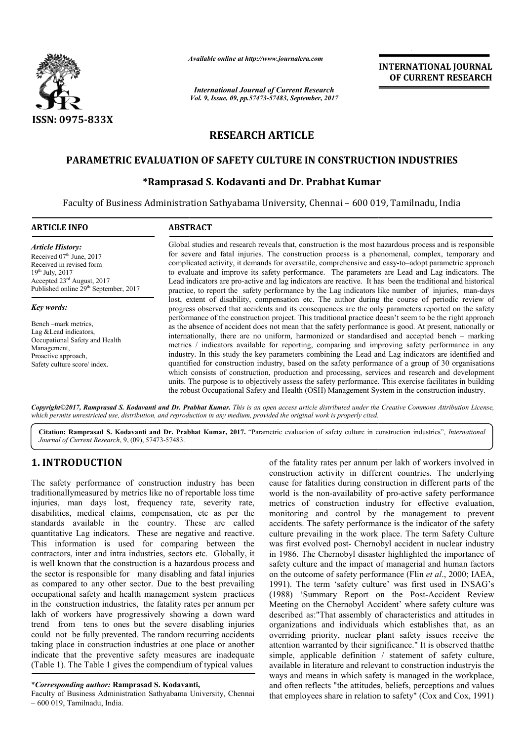ISSN: 0975-833X

*Available online at http://www.journalcra.com*

*International Journal of Current Research*
*Vol. 9, Issue, 09, pp.57473-57483, September, 2017*

**INTERNATIONAL JOURNAL OF CURRENT RESEARCH**

## RESEARCH ARTICLE

# PARAMETRIC EVALUATION OF SAFETY CULTURE IN CONSTRUCTION INDUSTRIES

**\*Ramprasad S. Kodavanti and Dr. Prabhat Kumar**

Faculty of Business Administration Sathyabama University, Chennai – 600 019, Tamilnadu, India

**ARTICLE INFO**

*Article History:*

Received 07th June, 2017
Received in revised form
19th July, 2017
Accepted 23rd August, 2017
Published online 29th September, 2017

*Key words:*

Bench –mark metrics,
Lag &Lead indicators,
Occupational Safety and Health Management,
Proactive approach,
Safety culture score/ index.

**ABSTRACT**

Global studies and research reveals that, construction is the most hazardous process and is responsible for severe and fatal injuries. The construction process is a phenomenal, complex, temporary and complicated activity, it demands for aversatile, comprehensive and easy-to–adopt parametric approach to evaluate and improve its safety performance. The parameters are Lead and Lag indicators. The Lead indicators are pro-active and lag indicators are reactive. It has been the traditional and historical practice, to report the safety performance by the Lag indicators like number of injuries, man-days lost, extent of disability, compensation etc. The author during the course of periodic review of progress observed that accidents and its consequences are the only parameters reported on the safety performance of the construction project. This traditional practice doesn't seem to be the right approach as the absence of accident does not mean that the safety performance is good. At present, nationally or internationally, there are no uniform, harmonized or standardised and accepted bench – marking metrics / indicators available for reporting, comparing and improving safety performance in any industry. In this study the key parameters combining the Lead and Lag indicators are identified and quantified for construction industry, based on the safety performance of a group of 30 organisations which consists of construction, production and processing, services and research and development units. The purpose is to objectively assess the safety performance. This exercise facilitates in building the robust Occupational Safety and Health (OSH) Management System in the construction industry.

***Copyright©2017, Ramprasad S. Kodavanti and Dr. Prabhat Kumar.*** *This is an open access article distributed under the Creative Commons Attribution License, which permits unrestricted use, distribution, and reproduction in any medium, provided the original work is properly cited.*

**Citation: Ramprasad S. Kodavanti and Dr. Prabhat Kumar, 2017.** "Parametric evaluation of safety culture in construction industries", *International Journal of Current Research*, 9, (09), 57473-57483.

## 1. INTRODUCTION

The safety performance of construction industry has been traditionallymeasured by metrics like no of reportable loss time injuries, man days lost, frequency rate, severity rate, disabilities, medical claims, compensation, etc as per the standards available in the country. These are called quantitative Lag indicators. These are negative and reactive. This information is used for comparing between the contractors, inter and intra industries, sectors etc. Globally, it is well known that the construction is a hazardous process and the sector is responsible for many disabling and fatal injuries as compared to any other sector. Due to the best prevailing occupational safety and health management system practices in the construction industries, the fatality rates per annum per lakh of workers have progressively showing a down ward trend from tens to ones but the severe disabling injuries could not be fully prevented. The random recurring accidents taking place in construction industries at one place or another indicate that the preventive safety measures are inadequate (Table 1). The Table 1 gives the compendium of typical values of the fatality rates per annum per lakh of workers involved in construction activity in different countries. The underlying cause for fatalities during construction in different parts of the world is the non-availability of pro-active safety performance metrics of construction industry for effective evaluation, monitoring and control by the management to prevent accidents. The safety performance is the indicator of the safety culture prevailing in the work place. The term Safety Culture was first evolved post- Chernobyl accident in nuclear industry in 1986. The Chernobyl disaster highlighted the importance of safety culture and the impact of managerial and human factors on the outcome of safety performance (Flin *et al*., 2000; IAEA, 1991). The term 'safety culture' was first used in INSAG's (1988) 'Summary Report on the Post-Accident Review Meeting on the Chernobyl Accident' where safety culture was described as:"That assembly of characteristics and attitudes in organizations and individuals which establishes that, as an overriding priority, nuclear plant safety issues receive the attention warranted by their significance." It is observed thatthe simple, applicable definition / statement of safety culture, available in literature and relevant to construction industryis the ways and means in which safety is managed in the workplace, and often reflects "the attitudes, beliefs, perceptions and values that employees share in relation to safety" (Cox and Cox, 1991)

\****Corresponding author:*** **Ramprasad S. Kodavanti,**
Faculty of Business Administration Sathyabama University, Chennai – 600 019, Tamilnadu, India.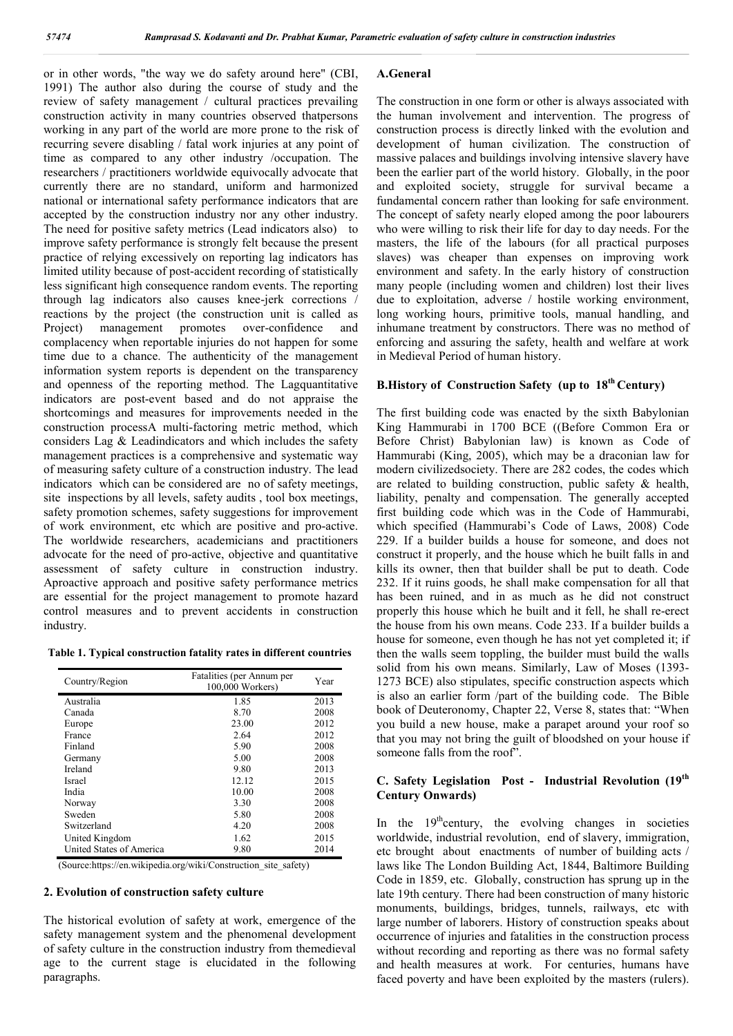or in other words, "the way we do safety around here" (CBI, 1991) The author also during the course of study and the review of safety management / cultural practices prevailing construction activity in many countries observed thatpersons working in any part of the world are more prone to the risk of recurring severe disabling / fatal work injuries at any point of time as compared to any other industry /occupation. The researchers / practitioners worldwide equivocally advocate that currently there are no standard, uniform and harmonized national or international safety performance indicators that are accepted by the construction industry nor any other industry. The need for positive safety metrics (Lead indicators also) to improve safety performance is strongly felt because the present practice of relying excessively on reporting lag indicators has limited utility because of post-accident recording of statistically less significant high consequence random events. The reporting through lag indicators also causes knee-jerk corrections / reactions by the project (the construction unit is called as Project) management promotes over-confidence and complacency when reportable injuries do not happen for some time due to a chance. The authenticity of the management information system reports is dependent on the transparency and openness of the reporting method. The Lagquantitative indicators are post-event based and do not appraise the shortcomings and measures for improvements needed in the construction processA multi-factoring metric method, which considers Lag & Leadindicators and which includes the safety management practices is a comprehensive and systematic way of measuring safety culture of a construction industry. The lead indicators which can be considered are no of safety meetings, site inspections by all levels, safety audits , tool box meetings, safety promotion schemes, safety suggestions for improvement of work environment, etc which are positive and pro-active. The worldwide researchers, academicians and practitioners advocate for the need of pro-active, objective and quantitative assessment of safety culture in construction industry. Aproactive approach and positive safety performance metrics are essential for the project management to promote hazard control measures and to prevent accidents in construction industry.

**Table 1. Typical construction fatality rates in different countries**

| Country/Region | Fatalities (per Annum per 100,000 Workers) | Year |
|---|---|---|
| Australia | 1.85 | 2013 |
| Canada | 8.70 | 2008 |
| Europe | 23.00 | 2012 |
| France | 2.64 | 2012 |
| Finland | 5.90 | 2008 |
| Germany | 5.00 | 2008 |
| Ireland | 9.80 | 2013 |
| Israel | 12.12 | 2015 |
| India | 10.00 | 2008 |
| Norway | 3.30 | 2008 |
| Sweden | 5.80 | 2008 |
| Switzerland | 4.20 | 2008 |
| United Kingdom | 1.62 | 2015 |
| United States of America | 9.80 | 2014 |

(Source:https://en.wikipedia.org/wiki/Construction_site_safety)

## 2. Evolution of construction safety culture

The historical evolution of safety at work, emergence of the safety management system and the phenomenal development of safety culture in the construction industry from themedieval age to the current stage is elucidated in the following paragraphs.

### A.General

The construction in one form or other is always associated with the human involvement and intervention. The progress of construction process is directly linked with the evolution and development of human civilization. The construction of massive palaces and buildings involving intensive slavery have been the earlier part of the world history. Globally, in the poor and exploited society, struggle for survival became a fundamental concern rather than looking for safe environment. The concept of safety nearly eloped among the poor labourers who were willing to risk their life for day to day needs. For the masters, the life of the labours (for all practical purposes slaves) was cheaper than expenses on improving work environment and safety. In the early history of construction many people (including women and children) lost their lives due to exploitation, adverse / hostile working environment, long working hours, primitive tools, manual handling, and inhumane treatment by constructors. There was no method of enforcing and assuring the safety, health and welfare at work in Medieval Period of human history.

### B.History of Construction Safety (up to 18th Century)

The first building code was enacted by the sixth Babylonian King Hammurabi in 1700 BCE ((Before Common Era or Before Christ) Babylonian law) is known as Code of Hammurabi (King, 2005), which may be a draconian law for modern civilizedsociety. There are 282 codes, the codes which are related to building construction, public safety & health, liability, penalty and compensation. The generally accepted first building code which was in the Code of Hammurabi, which specified (Hammurabi's Code of Laws, 2008) Code 229. If a builder builds a house for someone, and does not construct it properly, and the house which he built falls in and kills its owner, then that builder shall be put to death. Code 232. If it ruins goods, he shall make compensation for all that has been ruined, and in as much as he did not construct properly this house which he built and it fell, he shall re-erect the house from his own means. Code 233. If a builder builds a house for someone, even though he has not yet completed it; if then the walls seem toppling, the builder must build the walls solid from his own means. Similarly, Law of Moses (1393-1273 BCE) also stipulates, specific construction aspects which is also an earlier form /part of the building code. The Bible book of Deuteronomy, Chapter 22, Verse 8, states that: "When you build a new house, make a parapet around your roof so that you may not bring the guilt of bloodshed on your house if someone falls from the roof".

### C. Safety Legislation Post - Industrial Revolution (19th Century Onwards)

In the 19th century, the evolving changes in societies worldwide, industrial revolution, end of slavery, immigration, etc brought about enactments of number of building acts / laws like The London Building Act, 1844, Baltimore Building Code in 1859, etc. Globally, construction has sprung up in the late 19th century. There had been construction of many historic monuments, buildings, bridges, tunnels, railways, etc with large number of laborers. History of construction speaks about occurrence of injuries and fatalities in the construction process without recording and reporting as there was no formal safety and health measures at work. For centuries, humans have faced poverty and have been exploited by the masters (rulers).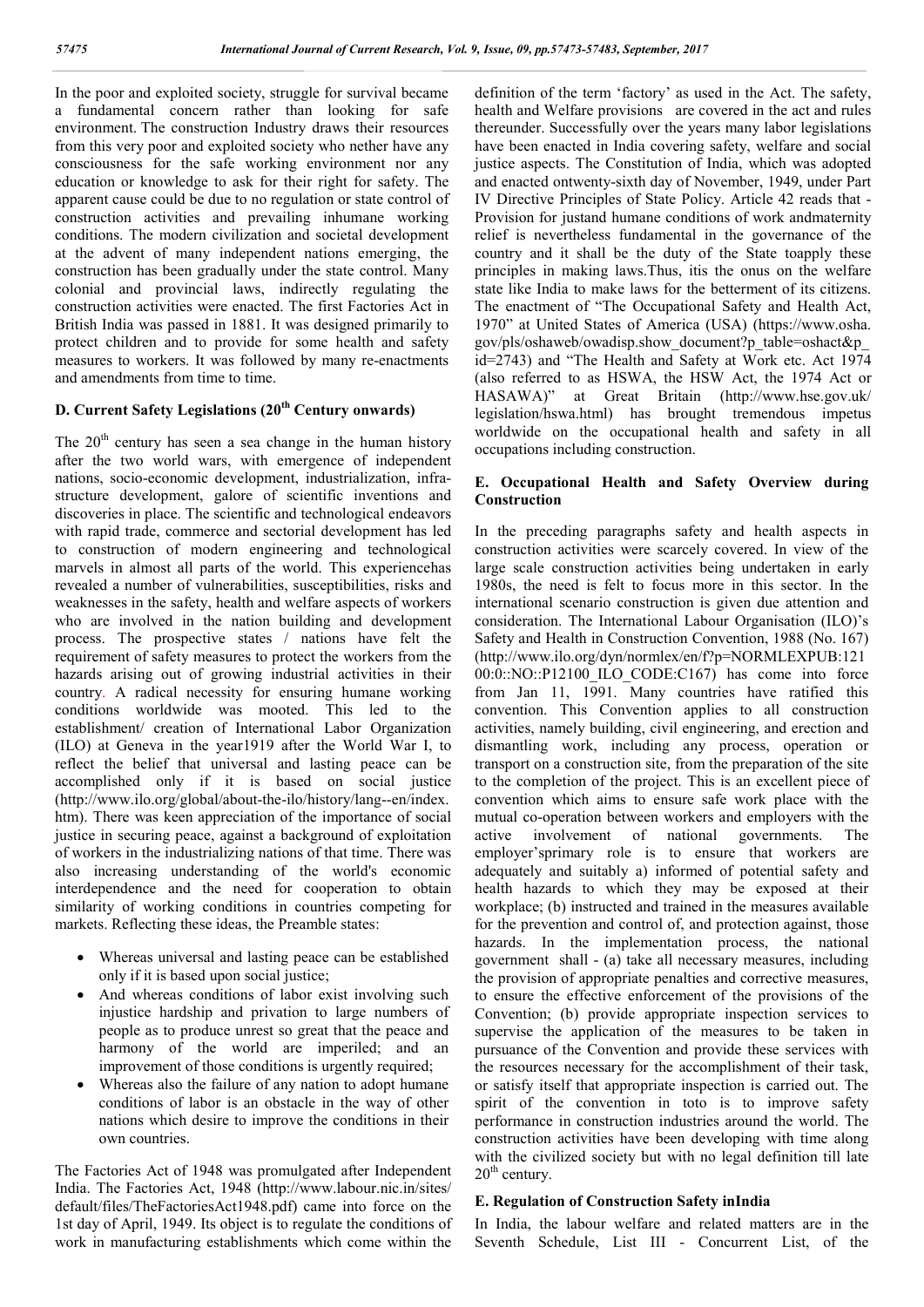In the poor and exploited society, struggle for survival became a fundamental concern rather than looking for safe environment. The construction Industry draws their resources from this very poor and exploited society who nether have any consciousness for the safe working environment nor any education or knowledge to ask for their right for safety. The apparent cause could be due to no regulation or state control of construction activities and prevailing inhumane working conditions. The modern civilization and societal development at the advent of many independent nations emerging, the construction has been gradually under the state control. Many colonial and provincial laws, indirectly regulating the construction activities were enacted. The first Factories Act in British India was passed in 1881. It was designed primarily to protect children and to provide for some health and safety measures to workers. It was followed by many re-enactments and amendments from time to time.

## D. Current Safety Legislations (20th Century onwards)

The 20th century has seen a sea change in the human history after the two world wars, with emergence of independent nations, socio-economic development, industrialization, infra-structure development, galore of scientific inventions and discoveries in place. The scientific and technological endeavors with rapid trade, commerce and sectorial development has led to construction of modern engineering and technological marvels in almost all parts of the world. This experiencehas revealed a number of vulnerabilities, susceptibilities, risks and weaknesses in the safety, health and welfare aspects of workers who are involved in the nation building and development process. The prospective states / nations have felt the requirement of safety measures to protect the workers from the hazards arising out of growing industrial activities in their country. A radical necessity for ensuring humane working conditions worldwide was mooted. This led to the establishment/ creation of International Labor Organization (ILO) at Geneva in the year1919 after the World War I, to reflect the belief that universal and lasting peace can be accomplished only if it is based on social justice (http://www.ilo.org/global/about-the-ilo/history/lang--en/index.htm). There was keen appreciation of the importance of social justice in securing peace, against a background of exploitation of workers in the industrializing nations of that time. There was also increasing understanding of the world's economic interdependence and the need for cooperation to obtain similarity of working conditions in countries competing for markets. Reflecting these ideas, the Preamble states:

- Whereas universal and lasting peace can be established only if it is based upon social justice;
- And whereas conditions of labor exist involving such injustice hardship and privation to large numbers of people as to produce unrest so great that the peace and harmony of the world are imperiled; and an improvement of those conditions is urgently required;
- Whereas also the failure of any nation to adopt humane conditions of labor is an obstacle in the way of other nations which desire to improve the conditions in their own countries.

The Factories Act of 1948 was promulgated after Independent India. The Factories Act, 1948 (http://www.labour.nic.in/sites/default/files/TheFactoriesAct1948.pdf) came into force on the 1st day of April, 1949. Its object is to regulate the conditions of work in manufacturing establishments which come within the definition of the term 'factory' as used in the Act. The safety, health and Welfare provisions are covered in the act and rules thereunder. Successfully over the years many labor legislations have been enacted in India covering safety, welfare and social justice aspects. The Constitution of India, which was adopted and enacted ontwenty-sixth day of November, 1949, under Part IV Directive Principles of State Policy. Article 42 reads that - Provision for justand humane conditions of work andmaternity relief is nevertheless fundamental in the governance of the country and it shall be the duty of the State toapply these principles in making laws.Thus, itis the onus on the welfare state like India to make laws for the betterment of its citizens. The enactment of "The Occupational Safety and Health Act, 1970" at United States of America (USA) (https://www.osha.gov/pls/oshaweb/owadisp.show_document?p_table=oshact&p_id=2743) and "The Health and Safety at Work etc. Act 1974 (also referred to as HSWA, the HSW Act, the 1974 Act or HASAWA)" at Great Britain (http://www.hse.gov.uk/legislation/hswa.html) has brought tremendous impetus worldwide on the occupational health and safety in all occupations including construction.

## E. Occupational Health and Safety Overview during Construction

In the preceding paragraphs safety and health aspects in construction activities were scarcely covered. In view of the large scale construction activities being undertaken in early 1980s, the need is felt to focus more in this sector. In the international scenario construction is given due attention and consideration. The International Labour Organisation (ILO)'s Safety and Health in Construction Convention, 1988 (No. 167) (http://www.ilo.org/dyn/normlex/en/f?p=NORMLEXPUB:12100:0::NO::P12100_ILO_CODE:C167) has come into force from Jan 11, 1991. Many countries have ratified this convention. This Convention applies to all construction activities, namely building, civil engineering, and erection and dismantling work, including any process, operation or transport on a construction site, from the preparation of the site to the completion of the project. This is an excellent piece of convention which aims to ensure safe work place with the mutual co-operation between workers and employers with the active involvement of national governments. The employer'sprimary role is to ensure that workers are adequately and suitably a) informed of potential safety and health hazards to which they may be exposed at their workplace; (b) instructed and trained in the measures available for the prevention and control of, and protection against, those hazards. In the implementation process, the national government shall - (a) take all necessary measures, including the provision of appropriate penalties and corrective measures, to ensure the effective enforcement of the provisions of the Convention; (b) provide appropriate inspection services to supervise the application of the measures to be taken in pursuance of the Convention and provide these services with the resources necessary for the accomplishment of their task, or satisfy itself that appropriate inspection is carried out. The spirit of the convention in toto is to improve safety performance in construction industries around the world. The construction activities have been developing with time along with the civilized society but with no legal definition till late 20th century.

## E. Regulation of Construction Safety inIndia

In India, the labour welfare and related matters are in the Seventh Schedule, List III - Concurrent List, of the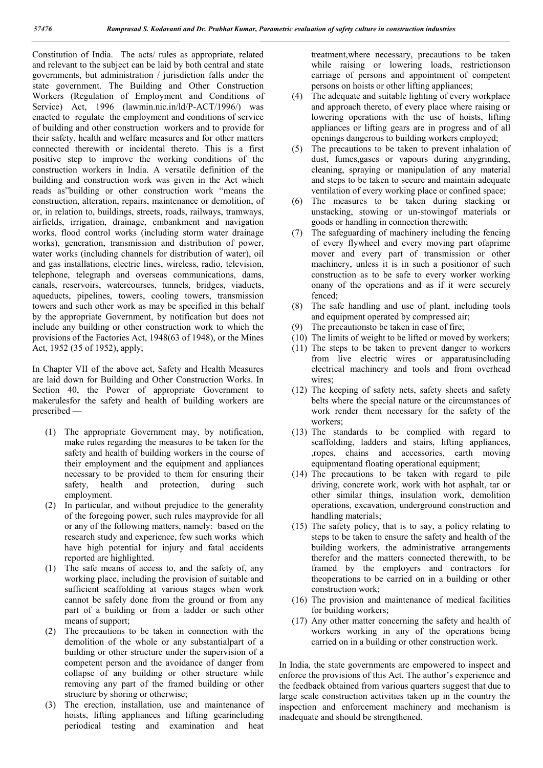Constitution of India. The acts/ rules as appropriate, related and relevant to the subject can be laid by both central and state governments, but administration / jurisdiction falls under the state government. The Building and Other Construction Workers (Regulation of Employment and Conditions of Service) Act, 1996 (lawmin.nic.in/ld/P-ACT/1996/) was enacted to regulate the employment and conditions of service of building and other construction workers and to provide for their safety, health and welfare measures and for other matters connected therewith or incidental thereto. This is a first positive step to improve the working conditions of the construction workers in India. A versatile definition of the building and construction work was given in the Act which reads as"building or other construction work "means the construction, alteration, repairs, maintenance or demolition, of or, in relation to, buildings, streets, roads, railways, tramways, airfields, irrigation, drainage, embankment and navigation works, flood control works (including storm water drainage works), generation, transmission and distribution of power, water works (including channels for distribution of water), oil and gas installations, electric lines, wireless, radio, television, telephone, telegraph and overseas communications, dams, canals, reservoirs, watercourses, tunnels, bridges, viaducts, aqueducts, pipelines, towers, cooling towers, transmission towers and such other work as may be specified in this behalf by the appropriate Government, by notification but does not include any building or other construction work to which the provisions of the Factories Act, 1948(63 of 1948), or the Mines Act, 1952 (35 of 1952), apply;

In Chapter VII of the above act, Safety and Health Measures are laid down for Building and Other Construction Works. In Section 40, the Power of appropriate Government to makerulesfor the safety and health of building workers are prescribed —

(1) The appropriate Government may, by notification, make rules regarding the measures to be taken for the safety and health of building workers in the course of their employment and the equipment and appliances necessary to be provided to them for ensuring their safety, health and protection, during such employment.

(2) In particular, and without prejudice to the generality of the foregoing power, such rules mayprovide for all or any of the following matters, namely: based on the research study and experience, few such works which have high potential for injury and fatal accidents reported are highlighted.

(1) The safe means of access to, and the safety of, any working place, including the provision of suitable and sufficient scaffolding at various stages when work cannot be safely done from the ground or from any part of a building or from a ladder or such other means of support;

(2) The precautions to be taken in connection with the demolition of the whole or any substantialpart of a building or other structure under the supervision of a competent person and the avoidance of danger from collapse of any building or other structure while removing any part of the framed building or other structure by shoring or otherwise;

(3) The erection, installation, use and maintenance of hoists, lifting appliances and lifting gearincluding periodical testing and examination and heat treatment,where necessary, precautions to be taken while raising or lowering loads, restrictionson carriage of persons and appointment of competent persons on hoists or other lifting appliances;

(4) The adequate and suitable lighting of every workplace and approach thereto, of every place where raising or lowering operations with the use of hoists, lifting appliances or lifting gears are in progress and of all openings dangerous to building workers employed;

(5) The precautions to be taken to prevent inhalation of dust, fumes,gases or vapours during anygrinding, cleaning, spraying or manipulation of any material and steps to be taken to secure and maintain adequate ventilation of every working place or confined space;

(6) The measures to be taken during stacking or unstacking, stowing or un-stowingof materials or goods or handling in connection therewith;

(7) The safeguarding of machinery including the fencing of every flywheel and every moving part ofaprime mover and every part of transmission or other machinery, unless it is in such a positionor of such construction as to be safe to every worker working onany of the operations and as if it were securely fenced;

(8) The safe handling and use of plant, including tools and equipment operated by compressed air;

(9) The precautionsto be taken in case of fire;

(10) The limits of weight to be lifted or moved by workers;

(11) The steps to be taken to prevent danger to workers from live electric wires or apparatusincluding electrical machinery and tools and from overhead wires;

(12) The keeping of safety nets, safety sheets and safety belts where the special nature or the circumstances of work render them necessary for the safety of the workers;

(13) The standards to be complied with regard to scaffolding, ladders and stairs, lifting appliances, ,ropes, chains and accessories, earth moving equipmentand floating operational equipment;

(14) The precautions to be taken with regard to pile driving, concrete work, work with hot asphalt, tar or other similar things, insulation work, demolition operations, excavation, underground construction and handling materials;

(15) The safety policy, that is to say, a policy relating to steps to be taken to ensure the safety and health of the building workers, the administrative arrangements therefor and the matters connected therewith, to be framed by the employers and contractors for theoperations to be carried on in a building or other construction work;

(16) The provision and maintenance of medical facilities for building workers;

(17) Any other matter concerning the safety and health of workers working in any of the operations being carried on in a building or other construction work.

In India, the state governments are empowered to inspect and enforce the provisions of this Act. The author's experience and the feedback obtained from various quarters suggest that due to large scale construction activities taken up in the country the inspection and enforcement machinery and mechanism is inadequate and should be strengthened.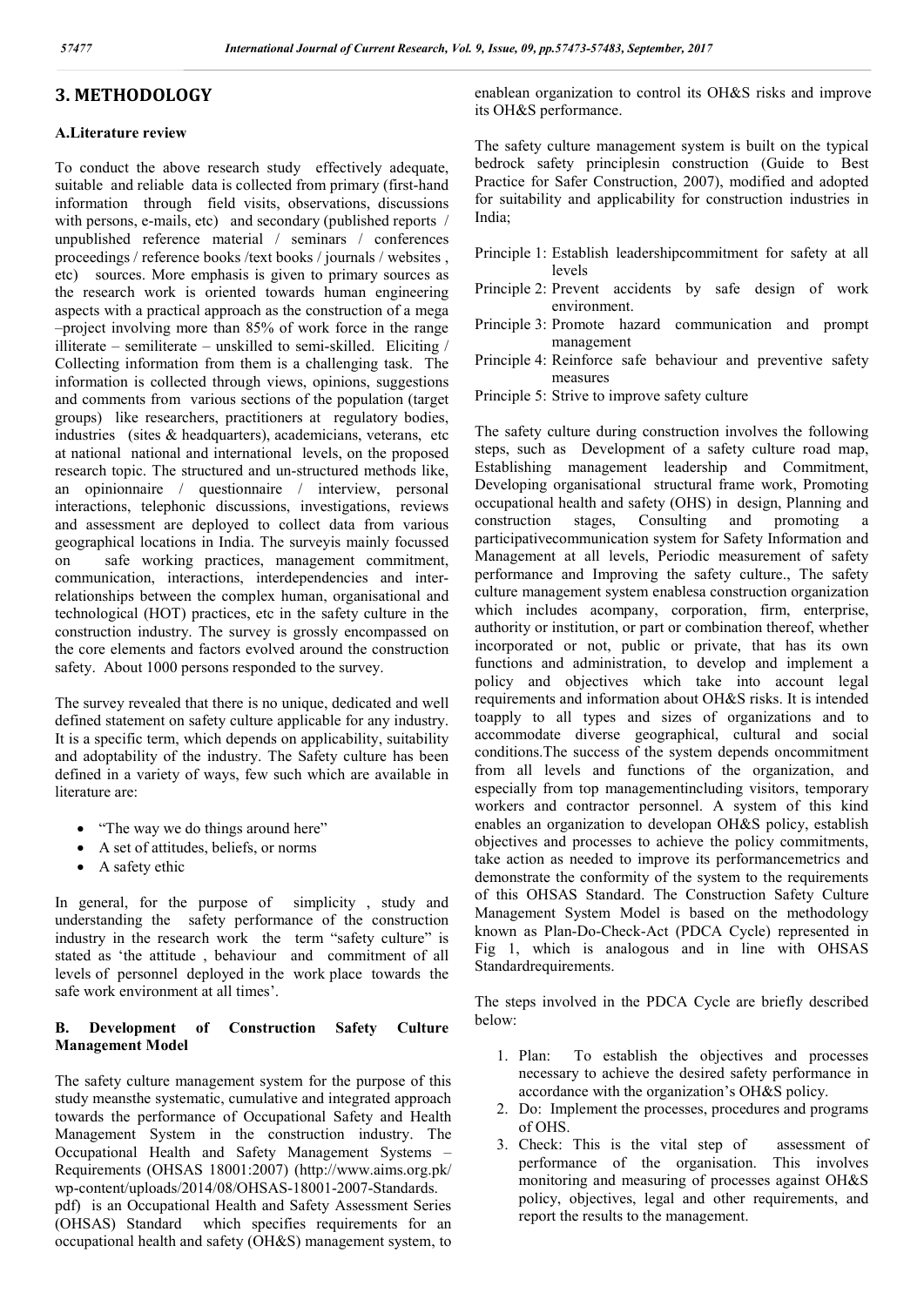# 3. METHODOLOGY

### A. Literature review

To conduct the above research study effectively adequate, suitable and reliable data is collected from primary (first-hand information through field visits, observations, discussions with persons, e-mails, etc) and secondary (published reports / unpublished reference material / seminars / conferences proceedings / reference books /text books / journals / websites , etc) sources. More emphasis is given to primary sources as the research work is oriented towards human engineering aspects with a practical approach as the construction of a mega –project involving more than 85% of work force in the range illiterate – semiliterate – unskilled to semi-skilled. Eliciting / Collecting information from them is a challenging task. The information is collected through views, opinions, suggestions and comments from various sections of the population (target groups) like researchers, practitioners at regulatory bodies, industries (sites & headquarters), academicians, veterans, etc at national national and international levels, on the proposed research topic. The structured and un-structured methods like, an opinionnaire / questionnaire / interview, personal interactions, telephonic discussions, investigations, reviews and assessment are deployed to collect data from various geographical locations in India. The surveyis mainly focussed on safe working practices, management commitment, communication, interactions, interdependencies and inter-relationships between the complex human, organisational and technological (HOT) practices, etc in the safety culture in the construction industry. The survey is grossly encompassed on the core elements and factors evolved around the construction safety. About 1000 persons responded to the survey.

The survey revealed that there is no unique, dedicated and well defined statement on safety culture applicable for any industry. It is a specific term, which depends on applicability, suitability and adoptability of the industry. The Safety culture has been defined in a variety of ways, few such which are available in literature are:

- "The way we do things around here"
- A set of attitudes, beliefs, or norms
- A safety ethic

In general, for the purpose of simplicity , study and understanding the safety performance of the construction industry in the research work the term "safety culture" is stated as 'the attitude , behaviour and commitment of all levels of personnel deployed in the work place towards the safe work environment at all times'.

### B. Development of Construction Safety Culture Management Model

The safety culture management system for the purpose of this study meansthe systematic, cumulative and integrated approach towards the performance of Occupational Safety and Health Management System in the construction industry. The Occupational Health and Safety Management Systems – Requirements (OHSAS 18001:2007) (http://www.aims.org.pk/wp-content/uploads/2014/08/OHSAS-18001-2007-Standards.pdf) is an Occupational Health and Safety Assessment Series (OHSAS) Standard which specifies requirements for an occupational health and safety (OH&S) management system, to enablean organization to control its OH&S risks and improve its OH&S performance.

The safety culture management system is built on the typical bedrock safety principlesin construction (Guide to Best Practice for Safer Construction, 2007), modified and adopted for suitability and applicability for construction industries in India;

- Principle 1: Establish leadershipcommitment for safety at all levels
- Principle 2: Prevent accidents by safe design of work environment.
- Principle 3: Promote hazard communication and prompt management
- Principle 4: Reinforce safe behaviour and preventive safety measures
- Principle 5: Strive to improve safety culture

The safety culture during construction involves the following steps, such as Development of a safety culture road map, Establishing management leadership and Commitment, Developing organisational structural frame work, Promoting occupational health and safety (OHS) in design, Planning and construction stages, Consulting and promoting a participativecommunication system for Safety Information and Management at all levels, Periodic measurement of safety performance and Improving the safety culture., The safety culture management system enablesa construction organization which includes acompany, corporation, firm, enterprise, authority or institution, or part or combination thereof, whether incorporated or not, public or private, that has its own functions and administration, to develop and implement a policy and objectives which take into account legal requirements and information about OH&S risks. It is intended toapply to all types and sizes of organizations and to accommodate diverse geographical, cultural and social conditions.The success of the system depends oncommitment from all levels and functions of the organization, and especially from top managementincluding visitors, temporary workers and contractor personnel. A system of this kind enables an organization to developan OH&S policy, establish objectives and processes to achieve the policy commitments, take action as needed to improve its performancemetrics and demonstrate the conformity of the system to the requirements of this OHSAS Standard. The Construction Safety Culture Management System Model is based on the methodology known as Plan-Do-Check-Act (PDCA Cycle) represented in Fig 1, which is analogous and in line with OHSAS Standardrequirements.

The steps involved in the PDCA Cycle are briefly described below:

1. Plan: To establish the objectives and processes necessary to achieve the desired safety performance in accordance with the organization's OH&S policy.
2. Do: Implement the processes, procedures and programs of OHS.
3. Check: This is the vital step of assessment of performance of the organisation. This involves monitoring and measuring of processes against OH&S policy, objectives, legal and other requirements, and report the results to the management.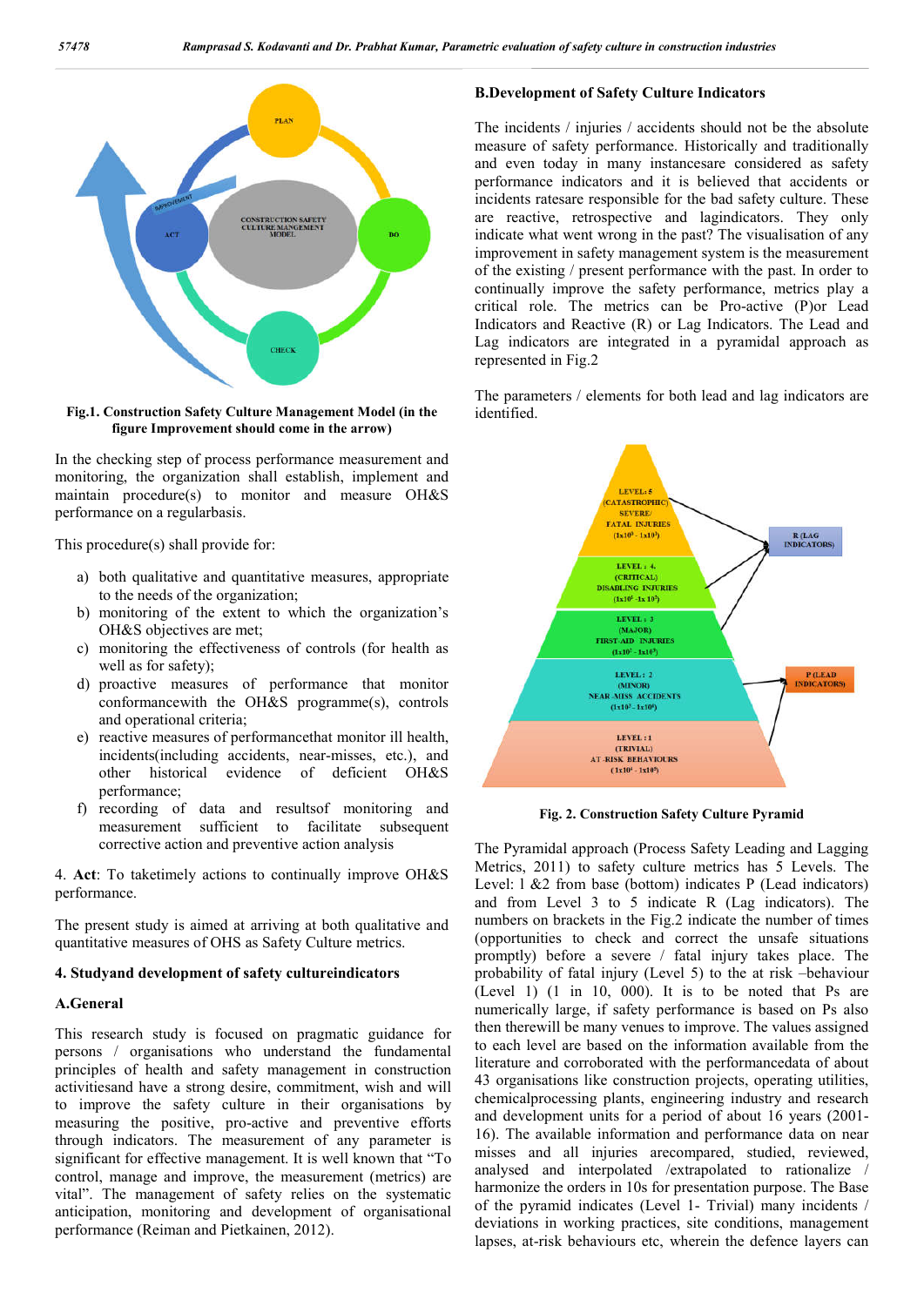Fig.1. Construction Safety Culture Management Model (in the figure Improvement should come in the arrow)

In the checking step of process performance measurement and monitoring, the organization shall establish, implement and maintain procedure(s) to monitor and measure OH&S performance on a regularbasis.

This procedure(s) shall provide for:

a) both qualitative and quantitative measures, appropriate to the needs of the organization;
b) monitoring of the extent to which the organization's OH&S objectives are met;
c) monitoring the effectiveness of controls (for health as well as for safety);
d) proactive measures of performance that monitor conformancewith the OH&S programme(s), controls and operational criteria;
e) reactive measures of performancethat monitor ill health, incidents(including accidents, near-misses, etc.), and other historical evidence of deficient OH&S performance;
f) recording of data and resultsof monitoring and measurement sufficient to facilitate subsequent corrective action and preventive action analysis

4. **Act**: To taketimely actions to continually improve OH&S performance.

The present study is aimed at arriving at both qualitative and quantitative measures of OHS as Safety Culture metrics.

## 4. Studyand development of safety cultureindicators

### A.General

This research study is focused on pragmatic guidance for persons / organisations who understand the fundamental principles of health and safety management in construction activitiesand have a strong desire, commitment, wish and will to improve the safety culture in their organisations by measuring the positive, pro-active and preventive efforts through indicators. The measurement of any parameter is significant for effective management. It is well known that "To control, manage and improve, the measurement (metrics) are vital". The management of safety relies on the systematic anticipation, monitoring and development of organisational performance (Reiman and Pietkainen, 2012).

### B.Development of Safety Culture Indicators

The incidents / injuries / accidents should not be the absolute measure of safety performance. Historically and traditionally and even today in many instancesare considered as safety performance indicators and it is believed that accidents or incidents ratesare responsible for the bad safety culture. These are reactive, retrospective and lagindicators. They only indicate what went wrong in the past? The visualisation of any improvement in safety management system is the measurement of the existing / present performance with the past. In order to continually improve the safety performance, metrics play a critical role. The metrics can be Pro-active (P)or Lead Indicators and Reactive (R) or Lag Indicators. The Lead and Lag indicators are integrated in a pyramidal approach as represented in Fig.2

The parameters / elements for both lead and lag indicators are identified.

Fig. 2. Construction Safety Culture Pyramid

The Pyramidal approach (Process Safety Leading and Lagging Metrics, 2011) to safety culture metrics has 5 Levels. The Level: 1 &2 from base (bottom) indicates P (Lead indicators) and from Level 3 to 5 indicate R (Lag indicators). The numbers on brackets in the Fig.2 indicate the number of times (opportunities to check and correct the unsafe situations promptly) before a severe / fatal injury takes place. The probability of fatal injury (Level 5) to the at risk –behaviour (Level 1) (1 in 10, 000). It is to be noted that Ps are numerically large, if safety performance is based on Ps also then therewill be many venues to improve. The values assigned to each level are based on the information available from the literature and corroborated with the performancedata of about 43 organisations like construction projects, operating utilities, chemicalprocessing plants, engineering industry and research and development units for a period of about 16 years (2001-16). The available information and performance data on near misses and all injuries arecompared, studied, reviewed, analysed and interpolated /extrapolated to rationalize / harmonize the orders in 10s for presentation purpose. The Base of the pyramid indicates (Level 1- Trivial) many incidents / deviations in working practices, site conditions, management lapses, at-risk behaviours etc, wherein the defence layers can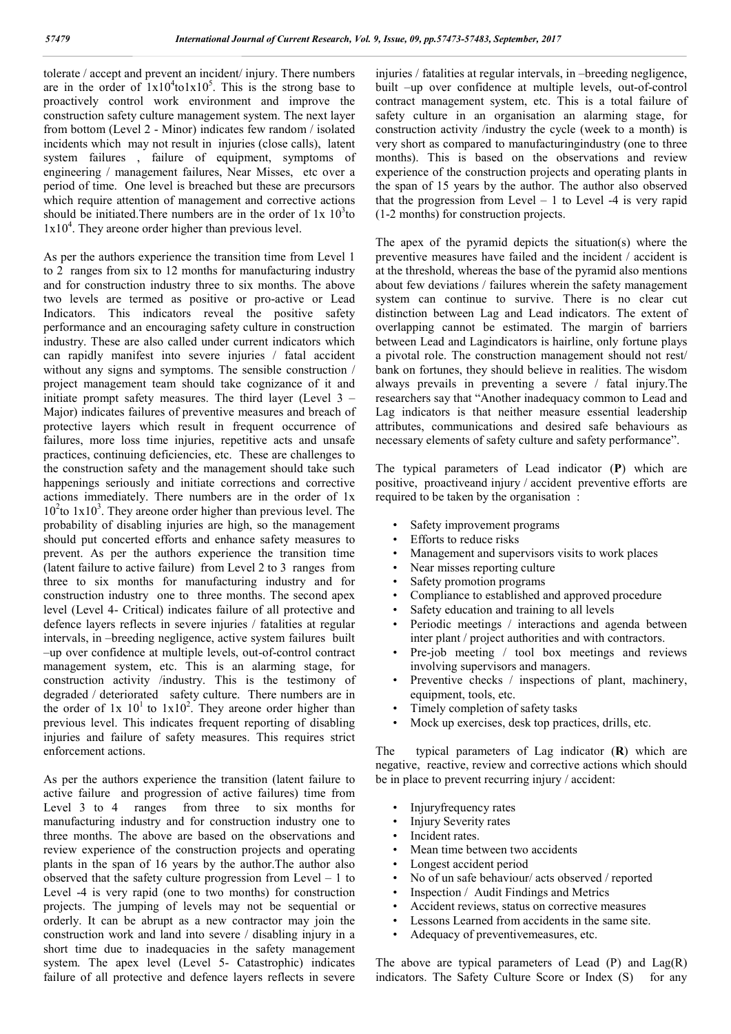tolerate / accept and prevent an incident/ injury. There numbers are in the order of $1x10^4$to$1x10^5$. This is the strong base to proactively control work environment and improve the construction safety culture management system. The next layer from bottom (Level 2 - Minor) indicates few random / isolated incidents which may not result in injuries (close calls), latent system failures , failure of equipment, symptoms of engineering / management failures, Near Misses, etc over a period of time. One level is breached but these are precursors which require attention of management and corrective actions should be initiated.There numbers are in the order of $1x\ 10^3$to $1x10^4$. They areone order higher than previous level.

As per the authors experience the transition time from Level 1 to 2 ranges from six to 12 months for manufacturing industry and for construction industry three to six months. The above two levels are termed as positive or pro-active or Lead Indicators. This indicators reveal the positive safety performance and an encouraging safety culture in construction industry. These are also called under current indicators which can rapidly manifest into severe injuries / fatal accident without any signs and symptoms. The sensible construction / project management team should take cognizance of it and initiate prompt safety measures. The third layer (Level 3 – Major) indicates failures of preventive measures and breach of protective layers which result in frequent occurrence of failures, more loss time injuries, repetitive acts and unsafe practices, continuing deficiencies, etc. These are challenges to the construction safety and the management should take such happenings seriously and initiate corrections and corrective actions immediately. There numbers are in the order of $1x\ 10^2$to $1x10^3$. They areone order higher than previous level. The probability of disabling injuries are high, so the management should put concerted efforts and enhance safety measures to prevent. As per the authors experience the transition time (latent failure to active failure) from Level 2 to 3 ranges from three to six months for manufacturing industry and for construction industry one to three months. The second apex level (Level 4- Critical) indicates failure of all protective and defence layers reflects in severe injuries / fatalities at regular intervals, in –breeding negligence, active system failures built –up over confidence at multiple levels, out-of-control contract management system, etc. This is an alarming stage, for construction activity /industry. This is the testimony of degraded / deteriorated safety culture. There numbers are in the order of $1x\ 10^1$ to $1x10^2$. They areone order higher than previous level. This indicates frequent reporting of disabling injuries and failure of safety measures. This requires strict enforcement actions.

As per the authors experience the transition (latent failure to active failure and progression of active failures) time from Level 3 to 4 ranges from three to six months for manufacturing industry and for construction industry one to three months. The above are based on the observations and review experience of the construction projects and operating plants in the span of 16 years by the author.The author also observed that the safety culture progression from Level – 1 to Level -4 is very rapid (one to two months) for construction projects. The jumping of levels may not be sequential or orderly. It can be abrupt as a new contractor may join the construction work and land into severe / disabling injury in a short time due to inadequacies in the safety management system. The apex level (Level 5- Catastrophic) indicates failure of all protective and defence layers reflects in severe injuries / fatalities at regular intervals, in –breeding negligence, built –up over confidence at multiple levels, out-of-control contract management system, etc. This is a total failure of safety culture in an organisation an alarming stage, for construction activity /industry the cycle (week to a month) is very short as compared to manufacturingindustry (one to three months). This is based on the observations and review experience of the construction projects and operating plants in the span of 15 years by the author. The author also observed that the progression from Level – 1 to Level -4 is very rapid (1-2 months) for construction projects.

The apex of the pyramid depicts the situation(s) where the preventive measures have failed and the incident / accident is at the threshold, whereas the base of the pyramid also mentions about few deviations / failures wherein the safety management system can continue to survive. There is no clear cut distinction between Lag and Lead indicators. The extent of overlapping cannot be estimated. The margin of barriers between Lead and Lagindicators is hairline, only fortune plays a pivotal role. The construction management should not rest/ bank on fortunes, they should believe in realities. The wisdom always prevails in preventing a severe / fatal injury.The researchers say that "Another inadequacy common to Lead and Lag indicators is that neither measure essential leadership attributes, communications and desired safe behaviours as necessary elements of safety culture and safety performance".

The typical parameters of Lead indicator (**P**) which are positive, proactiveand injury / accident preventive efforts are required to be taken by the organisation :

- Safety improvement programs
- Efforts to reduce risks
- Management and supervisors visits to work places
- Near misses reporting culture
- Safety promotion programs
- Compliance to established and approved procedure
- Safety education and training to all levels
- Periodic meetings / interactions and agenda between inter plant / project authorities and with contractors.
- Pre-job meeting / tool box meetings and reviews involving supervisors and managers.
- Preventive checks / inspections of plant, machinery, equipment, tools, etc.
- Timely completion of safety tasks
- Mock up exercises, desk top practices, drills, etc.

The typical parameters of Lag indicator (**R**) which are negative, reactive, review and corrective actions which should be in place to prevent recurring injury / accident:

- Injuryfrequency rates
- Injury Severity rates
- Incident rates.
- Mean time between two accidents
- Longest accident period
- No of un safe behaviour/ acts observed / reported
- Inspection / Audit Findings and Metrics
- Accident reviews, status on corrective measures
- Lessons Learned from accidents in the same site.
- Adequacy of preventivemeasures, etc.

The above are typical parameters of Lead (P) and Lag(R) indicators. The Safety Culture Score or Index (S) for any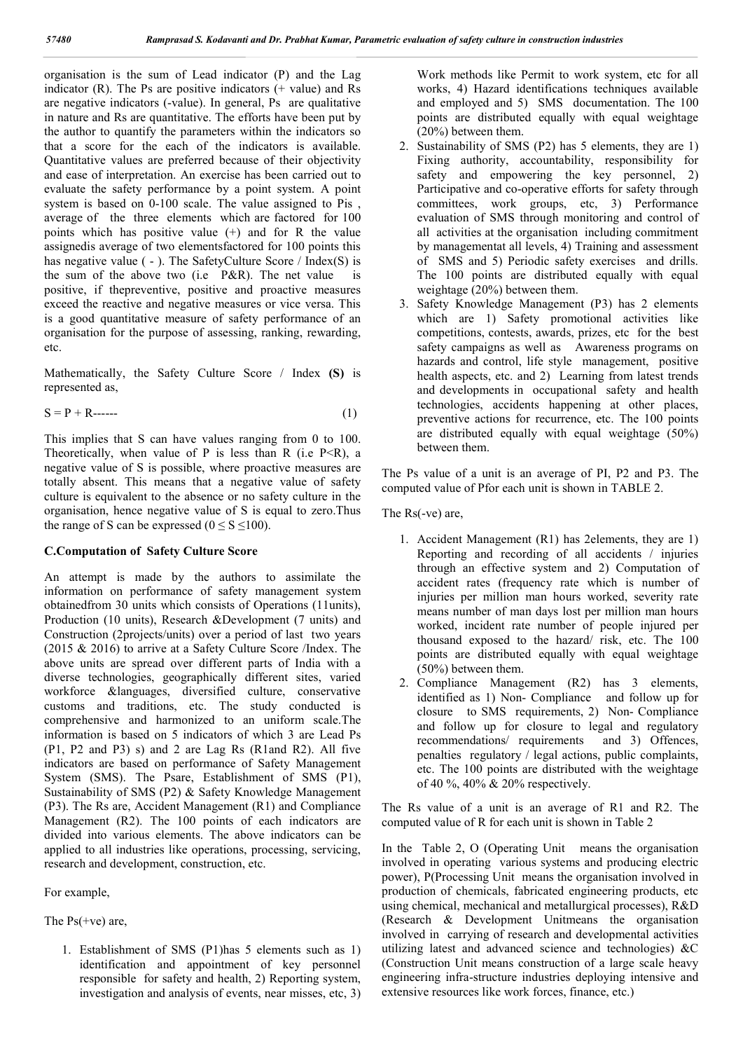organisation is the sum of Lead indicator (P) and the Lag indicator (R). The Ps are positive indicators (+ value) and Rs are negative indicators (-value). In general, Ps are qualitative in nature and Rs are quantitative. The efforts have been put by the author to quantify the parameters within the indicators so that a score for the each of the indicators is available. Quantitative values are preferred because of their objectivity and ease of interpretation. An exercise has been carried out to evaluate the safety performance by a point system. A point system is based on 0-100 scale. The value assigned to Pis , average of the three elements which are factored for 100 points which has positive value (+) and for R the value assignedis average of two elementsfactored for 100 points this has negative value ( - ). The SafetyCulture Score / Index(S) is the sum of the above two (i.e P&R). The net value is positive, if thepreventive, positive and proactive measures exceed the reactive and negative measures or vice versa. This is a good quantitative measure of safety performance of an organisation for the purpose of assessing, ranking, rewarding, etc.

Mathematically, the Safety Culture Score / Index **(S)** is represented as,

$$S = P + R \qquad (1)$$

This implies that S can have values ranging from 0 to 100. Theoretically, when value of P is less than R (i.e $P<R$), a negative value of S is possible, where proactive measures are totally absent. This means that a negative value of safety culture is equivalent to the absence or no safety culture in the organisation, hence negative value of S is equal to zero.Thus the range of S can be expressed ($0 \leq S \leq 100$).

### C.Computation of Safety Culture Score

An attempt is made by the authors to assimilate the information on performance of safety management system obtainedfrom 30 units which consists of Operations (11units), Production (10 units), Research &Development (7 units) and Construction (2projects/units) over a period of last two years (2015 & 2016) to arrive at a Safety Culture Score /Index. The above units are spread over different parts of India with a diverse technologies, geographically different sites, varied workforce &languages, diversified culture, conservative customs and traditions, etc. The study conducted is comprehensive and harmonized to an uniform scale.The information is based on 5 indicators of which 3 are Lead Ps (P1, P2 and P3) s) and 2 are Lag Rs (R1and R2). All five indicators are based on performance of Safety Management System (SMS). The Psare, Establishment of SMS (P1), Sustainability of SMS (P2) & Safety Knowledge Management (P3). The Rs are, Accident Management (R1) and Compliance Management (R2). The 100 points of each indicators are divided into various elements. The above indicators can be applied to all industries like operations, processing, servicing, research and development, construction, etc.

For example,

The Ps(+ve) are,

1. Establishment of SMS (P1)has 5 elements such as 1) identification and appointment of key personnel responsible for safety and health, 2) Reporting system, investigation and analysis of events, near misses, etc, 3) Work methods like Permit to work system, etc for all works, 4) Hazard identifications techniques available and employed and 5) SMS documentation. The 100 points are distributed equally with equal weightage (20%) between them.
2. Sustainability of SMS (P2) has 5 elements, they are 1) Fixing authority, accountability, responsibility for safety and empowering the key personnel, 2) Participative and co-operative efforts for safety through committees, work groups, etc, 3) Performance evaluation of SMS through monitoring and control of all activities at the organisation including commitment by managementat all levels, 4) Training and assessment of SMS and 5) Periodic safety exercises and drills. The 100 points are distributed equally with equal weightage (20%) between them.
3. Safety Knowledge Management (P3) has 2 elements which are 1) Safety promotional activities like competitions, contests, awards, prizes, etc for the best safety campaigns as well as Awareness programs on hazards and control, life style management, positive health aspects, etc. and 2) Learning from latest trends and developments in occupational safety and health technologies, accidents happening at other places, preventive actions for recurrence, etc. The 100 points are distributed equally with equal weightage (50%) between them.

The Ps value of a unit is an average of PI, P2 and P3. The computed value of Pfor each unit is shown in TABLE 2.

The Rs(-ve) are,

1. Accident Management (R1) has 2elements, they are 1) Reporting and recording of all accidents / injuries through an effective system and 2) Computation of accident rates (frequency rate which is number of injuries per million man hours worked, severity rate means number of man days lost per million man hours worked, incident rate number of people injured per thousand exposed to the hazard/ risk, etc. The 100 points are distributed equally with equal weightage (50%) between them.
2. Compliance Management (R2) has 3 elements, identified as 1) Non- Compliance and follow up for closure to SMS requirements, 2) Non- Compliance and follow up for closure to legal and regulatory recommendations/ requirements and 3) Offences, penalties regulatory / legal actions, public complaints, etc. The 100 points are distributed with the weightage of 40 %, 40% & 20% respectively.

The Rs value of a unit is an average of R1 and R2. The computed value of R for each unit is shown in Table 2

In the Table 2, O (Operating Unit means the organisation involved in operating various systems and producing electric power), P(Processing Unit means the organisation involved in production of chemicals, fabricated engineering products, etc using chemical, mechanical and metallurgical processes), R&D (Research & Development Unitmeans the organisation involved in carrying of research and developmental activities utilizing latest and advanced science and technologies) &C (Construction Unit means construction of a large scale heavy engineering infra-structure industries deploying intensive and extensive resources like work forces, finance, etc.)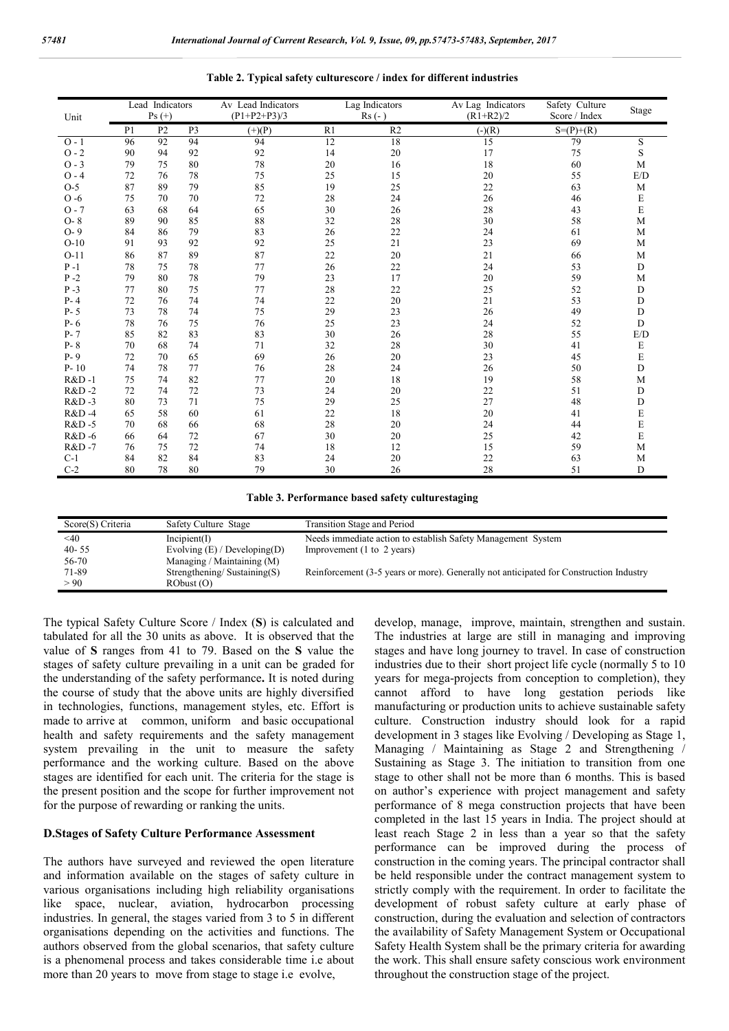**Table 2. Typical safety culturescore / index for different industries**

| Unit | Lead Indicators Ps (+) | | | Av Lead Indicators (P1+P2+P3)/3 | Lag Indicators Rs (-) | | Av Lag Indicators (R1+R2)/2 | Safety Culture Score / Index | Stage |
|---|---|---|---|---|---|---|---|---|---|
| | P1 | P2 | P3 | (+)(P) | R1 | R2 | (-)(R) | S=(P)+(R) | |
| O - 1 | 96 | 92 | 94 | 94 | 12 | 18 | 15 | 79 | S |
| O - 2 | 90 | 94 | 92 | 92 | 14 | 20 | 17 | 75 | S |
| O - 3 | 79 | 75 | 80 | 78 | 20 | 16 | 18 | 60 | M |
| O - 4 | 72 | 76 | 78 | 75 | 25 | 15 | 20 | 55 | E/D |
| O-5 | 87 | 89 | 79 | 85 | 19 | 25 | 22 | 63 | M |
| O -6 | 75 | 70 | 70 | 72 | 28 | 24 | 26 | 46 | E |
| O - 7 | 63 | 68 | 64 | 65 | 30 | 26 | 28 | 43 | E |
| O- 8 | 89 | 90 | 85 | 88 | 32 | 28 | 30 | 58 | M |
| O- 9 | 84 | 86 | 79 | 83 | 26 | 22 | 24 | 61 | M |
| O-10 | 91 | 93 | 92 | 92 | 25 | 21 | 23 | 69 | M |
| O-11 | 86 | 87 | 89 | 87 | 22 | 20 | 21 | 66 | M |
| P -1 | 78 | 75 | 78 | 77 | 26 | 22 | 24 | 53 | D |
| P -2 | 79 | 80 | 78 | 79 | 23 | 17 | 20 | 59 | M |
| P -3 | 77 | 80 | 75 | 77 | 28 | 22 | 25 | 52 | D |
| P- 4 | 72 | 76 | 74 | 74 | 22 | 20 | 21 | 53 | D |
| P- 5 | 73 | 78 | 74 | 75 | 29 | 23 | 26 | 49 | D |
| P- 6 | 78 | 76 | 75 | 76 | 25 | 23 | 24 | 52 | D |
| P- 7 | 85 | 82 | 83 | 83 | 30 | 26 | 28 | 55 | E/D |
| P- 8 | 70 | 68 | 74 | 71 | 32 | 28 | 30 | 41 | E |
| P- 9 | 72 | 70 | 65 | 69 | 26 | 20 | 23 | 45 | E |
| P- 10 | 74 | 78 | 77 | 76 | 28 | 24 | 26 | 50 | D |
| R&D -1 | 75 | 74 | 82 | 77 | 20 | 18 | 19 | 58 | M |
| R&D -2 | 72 | 74 | 72 | 73 | 24 | 20 | 22 | 51 | D |
| R&D -3 | 80 | 73 | 71 | 75 | 29 | 25 | 27 | 48 | D |
| R&D -4 | 65 | 58 | 60 | 61 | 22 | 18 | 20 | 41 | E |
| R&D -5 | 70 | 68 | 66 | 68 | 28 | 20 | 24 | 44 | E |
| R&D -6 | 66 | 64 | 72 | 67 | 30 | 20 | 25 | 42 | E |
| R&D -7 | 76 | 75 | 72 | 74 | 18 | 12 | 15 | 59 | M |
| C-1 | 84 | 82 | 84 | 83 | 24 | 20 | 22 | 63 | M |
| C-2 | 80 | 78 | 80 | 79 | 30 | 26 | 28 | 51 | D |

**Table 3. Performance based safety culturestaging**

| Score(S) Criteria | Safety Culture Stage | Transition Stage and Period |
|---|---|---|
| <40 | Incipient(I) | Needs immediate action to establish Safety Management System |
| 40- 55 | Evolving (E) / Developing(D) | Improvement (1 to 2 years) |
| 56-70 | Managing / Maintaining (M) | |
| 71-89 | Strengthening/ Sustaining(S) | Reinforcement (3-5 years or more). Generally not anticipated for Construction Industry |
| > 90 | RObust (O) | |

The typical Safety Culture Score / Index (**S**) is calculated and tabulated for all the 30 units as above. It is observed that the value of **S** ranges from 41 to 79. Based on the **S** value the stages of safety culture prevailing in a unit can be graded for the understanding of the safety performance**.** It is noted during the course of study that the above units are highly diversified in technologies, functions, management styles, etc. Effort is made to arrive at common, uniform and basic occupational health and safety requirements and the safety management system prevailing in the unit to measure the safety performance and the working culture. Based on the above stages are identified for each unit. The criteria for the stage is the present position and the scope for further improvement not for the purpose of rewarding or ranking the units.

### D.Stages of Safety Culture Performance Assessment

The authors have surveyed and reviewed the open literature and information available on the stages of safety culture in various organisations including high reliability organisations like space, nuclear, aviation, hydrocarbon processing industries. In general, the stages varied from 3 to 5 in different organisations depending on the activities and functions. The authors observed from the global scenarios, that safety culture is a phenomenal process and takes considerable time i.e about more than 20 years to move from stage to stage i.e evolve, develop, manage, improve, maintain, strengthen and sustain. The industries at large are still in managing and improving stages and have long journey to travel. In case of construction industries due to their short project life cycle (normally 5 to 10 years for mega-projects from conception to completion), they cannot afford to have long gestation periods like manufacturing or production units to achieve sustainable safety culture. Construction industry should look for a rapid development in 3 stages like Evolving / Developing as Stage 1, Managing / Maintaining as Stage 2 and Strengthening / Sustaining as Stage 3. The initiation to transition from one stage to other shall not be more than 6 months. This is based on author's experience with project management and safety performance of 8 mega construction projects that have been completed in the last 15 years in India. The project should at least reach Stage 2 in less than a year so that the safety performance can be improved during the process of construction in the coming years. The principal contractor shall be held responsible under the contract management system to strictly comply with the requirement. In order to facilitate the development of robust safety culture at early phase of construction, during the evaluation and selection of contractors the availability of Safety Management System or Occupational Safety Health System shall be the primary criteria for awarding the work. This shall ensure safety conscious work environment throughout the construction stage of the project.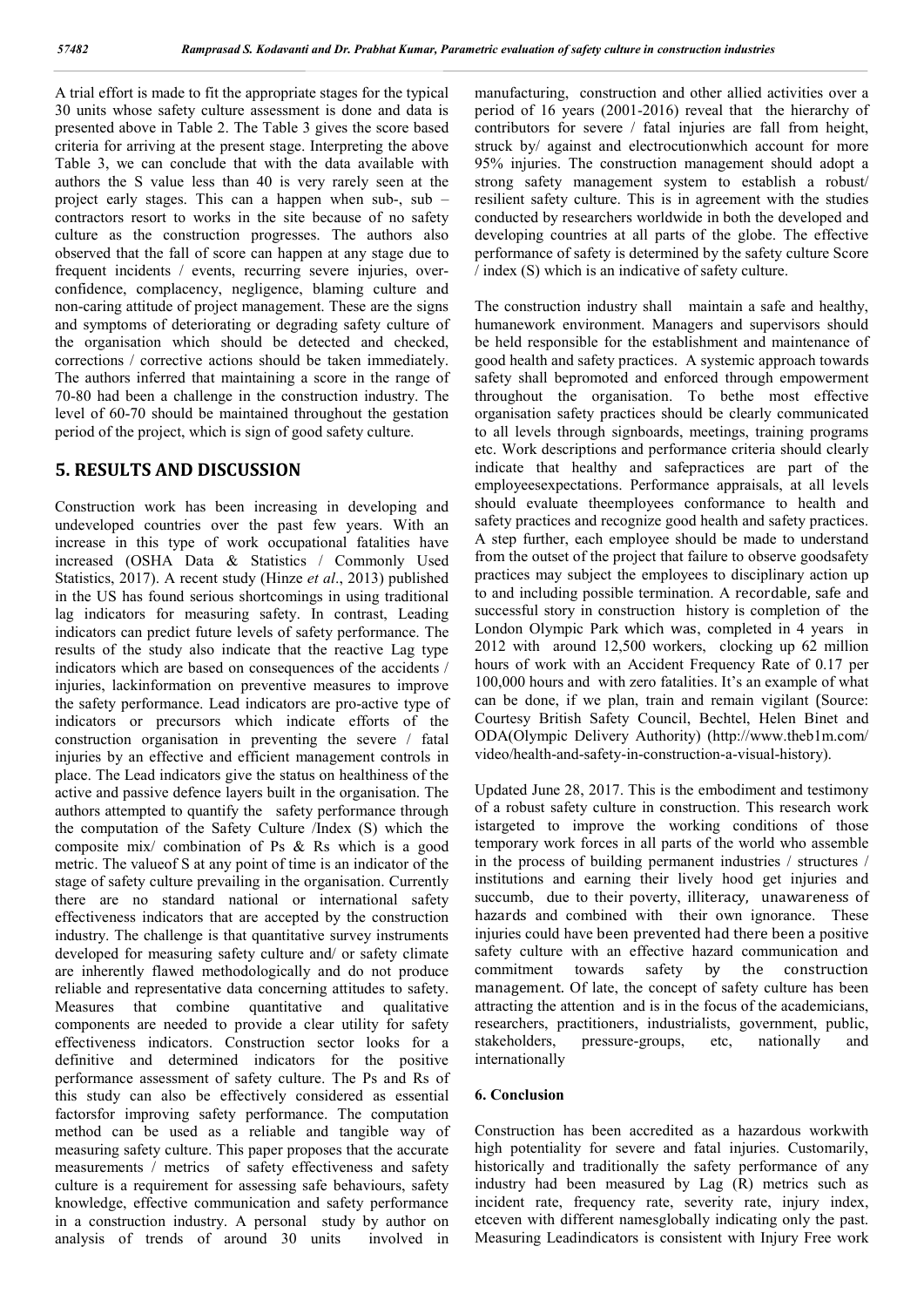A trial effort is made to fit the appropriate stages for the typical 30 units whose safety culture assessment is done and data is presented above in Table 2. The Table 3 gives the score based criteria for arriving at the present stage. Interpreting the above Table 3, we can conclude that with the data available with authors the S value less than 40 is very rarely seen at the project early stages. This can a happen when sub-, sub – contractors resort to works in the site because of no safety culture as the construction progresses. The authors also observed that the fall of score can happen at any stage due to frequent incidents / events, recurring severe injuries, over-confidence, complacency, negligence, blaming culture and non-caring attitude of project management. These are the signs and symptoms of deteriorating or degrading safety culture of the organisation which should be detected and checked, corrections / corrective actions should be taken immediately. The authors inferred that maintaining a score in the range of 70-80 had been a challenge in the construction industry. The level of 60-70 should be maintained throughout the gestation period of the project, which is sign of good safety culture.

## 5. RESULTS AND DISCUSSION

Construction work has been increasing in developing and undeveloped countries over the past few years. With an increase in this type of work occupational fatalities have increased (OSHA Data & Statistics / Commonly Used Statistics, 2017). A recent study (Hinze *et al*., 2013) published in the US has found serious shortcomings in using traditional lag indicators for measuring safety. In contrast, Leading indicators can predict future levels of safety performance. The results of the study also indicate that the reactive Lag type indicators which are based on consequences of the accidents / injuries, lackinformation on preventive measures to improve the safety performance. Lead indicators are pro-active type of indicators or precursors which indicate efforts of the construction organisation in preventing the severe / fatal injuries by an effective and efficient management controls in place. The Lead indicators give the status on healthiness of the active and passive defence layers built in the organisation. The authors attempted to quantify the safety performance through the computation of the Safety Culture /Index (S) which the composite mix/ combination of Ps & Rs which is a good metric. The valueof S at any point of time is an indicator of the stage of safety culture prevailing in the organisation. Currently there are no standard national or international safety effectiveness indicators that are accepted by the construction industry. The challenge is that quantitative survey instruments developed for measuring safety culture and/ or safety climate are inherently flawed methodologically and do not produce reliable and representative data concerning attitudes to safety. Measures that combine quantitative and qualitative components are needed to provide a clear utility for safety effectiveness indicators. Construction sector looks for a definitive and determined indicators for the positive performance assessment of safety culture. The Ps and Rs of this study can also be effectively considered as essential factorsfor improving safety performance. The computation method can be used as a reliable and tangible way of measuring safety culture. This paper proposes that the accurate measurements / metrics of safety effectiveness and safety culture is a requirement for assessing safe behaviours, safety knowledge, effective communication and safety performance in a construction industry. A personal study by author on analysis of trends of around 30 units involved in manufacturing, construction and other allied activities over a period of 16 years (2001-2016) reveal that the hierarchy of contributors for severe / fatal injuries are fall from height, struck by/ against and electrocutionwhich account for more 95% injuries. The construction management should adopt a strong safety management system to establish a robust/ resilient safety culture. This is in agreement with the studies conducted by researchers worldwide in both the developed and developing countries at all parts of the globe. The effective performance of safety is determined by the safety culture Score / index (S) which is an indicative of safety culture.

The construction industry shall maintain a safe and healthy, humanework environment. Managers and supervisors should be held responsible for the establishment and maintenance of good health and safety practices. A systemic approach towards safety shall bepromoted and enforced through empowerment throughout the organisation. To bethe most effective organisation safety practices should be clearly communicated to all levels through signboards, meetings, training programs etc. Work descriptions and performance criteria should clearly indicate that healthy and safepractices are part of the employeesexpectations. Performance appraisals, at all levels should evaluate theemployees conformance to health and safety practices and recognize good health and safety practices. A step further, each employee should be made to understand from the outset of the project that failure to observe goodsafety practices may subject the employees to disciplinary action up to and including possible termination. A recordable, safe and successful story in construction history is completion of the London Olympic Park which was, completed in 4 years in 2012 with around 12,500 workers, clocking up 62 million hours of work with an Accident Frequency Rate of 0.17 per 100,000 hours and with zero fatalities. It's an example of what can be done, if we plan, train and remain vigilant (Source: Courtesy British Safety Council, Bechtel, Helen Binet and ODA(Olympic Delivery Authority) (http://www.theb1m.com/ video/health-and-safety-in-construction-a-visual-history).

Updated June 28, 2017. This is the embodiment and testimony of a robust safety culture in construction. This research work istargeted to improve the working conditions of those temporary work forces in all parts of the world who assemble in the process of building permanent industries / structures / institutions and earning their lively hood get injuries and succumb, due to their poverty, illiteracy, unawareness of hazards and combined with their own ignorance. These injuries could have been prevented had there been a positive safety culture with an effective hazard communication and commitment towards safety by the construction management. Of late, the concept of safety culture has been attracting the attention and is in the focus of the academicians, researchers, practitioners, industrialists, government, public, stakeholders, pressure-groups, etc, nationally and internationally

### 6. Conclusion

Construction has been accredited as a hazardous workwith high potentiality for severe and fatal injuries. Customarily, historically and traditionally the safety performance of any industry had been measured by Lag (R) metrics such as incident rate, frequency rate, severity rate, injury index, etceven with different namesglobally indicating only the past. Measuring Leadindicators is consistent with Injury Free work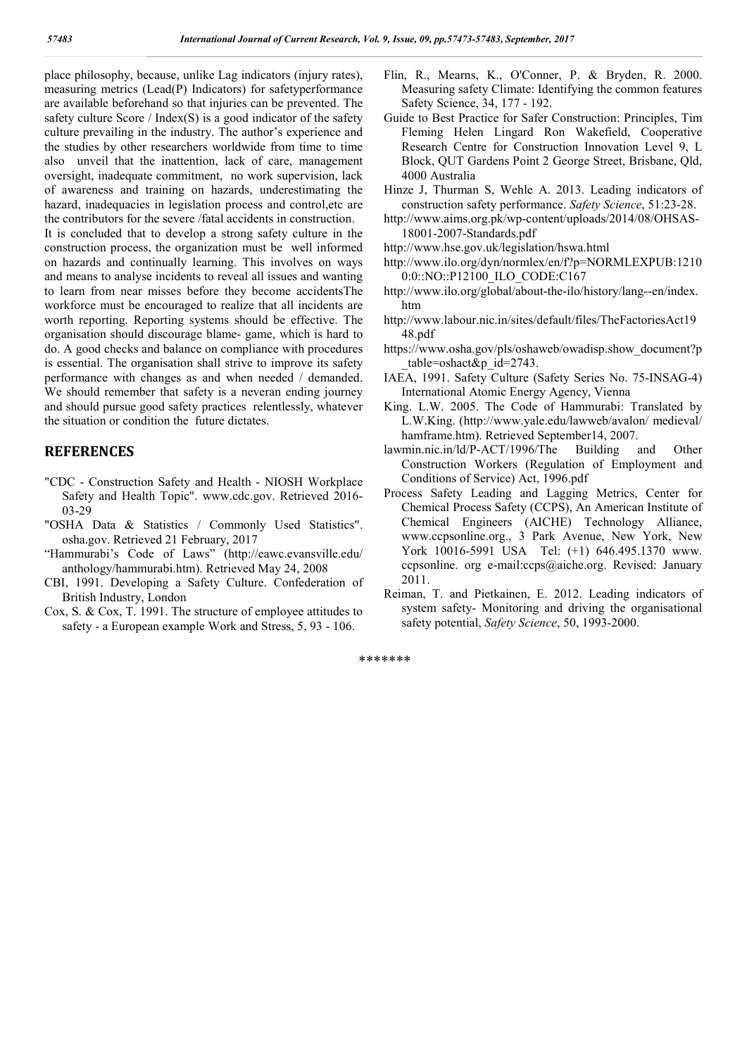place philosophy, because, unlike Lag indicators (injury rates), measuring metrics (Lead(P) Indicators) for safetyperformance are available beforehand so that injuries can be prevented. The safety culture Score / Index(S) is a good indicator of the safety culture prevailing in the industry. The author's experience and the studies by other researchers worldwide from time to time also unveil that the inattention, lack of care, management oversight, inadequate commitment, no work supervision, lack of awareness and training on hazards, underestimating the hazard, inadequacies in legislation process and control,etc are the contributors for the severe /fatal accidents in construction.

It is concluded that to develop a strong safety culture in the construction process, the organization must be well informed on hazards and continually learning. This involves on ways and means to analyse incidents to reveal all issues and wanting to learn from near misses before they become accidentsThe workforce must be encouraged to realize that all incidents are worth reporting. Reporting systems should be effective. The organisation should discourage blame- game, which is hard to do. A good checks and balance on compliance with procedures is essential. The organisation shall strive to improve its safety performance with changes as and when needed / demanded. We should remember that safety is a neveran ending journey and should pursue good safety practices relentlessly, whatever the situation or condition the future dictates.

## REFERENCES

"CDC - Construction Safety and Health - NIOSH Workplace Safety and Health Topic". www.cdc.gov. Retrieved 2016-03-29

"OSHA Data & Statistics / Commonly Used Statistics". osha.gov. Retrieved 21 February, 2017

"Hammurabi's Code of Laws" (http://eawc.evansville.edu/anthology/hammurabi.htm). Retrieved May 24, 2008

CBI, 1991. Developing a Safety Culture. Confederation of British Industry, London

Cox, S. & Cox, T. 1991. The structure of employee attitudes to safety - a European example Work and Stress, 5, 93 - 106.

Flin, R., Mearns, K., O'Conner, P. & Bryden, R. 2000. Measuring safety Climate: Identifying the common features Safety Science, 34, 177 - 192.

Guide to Best Practice for Safer Construction: Principles, Tim Fleming Helen Lingard Ron Wakefield, Cooperative Research Centre for Construction Innovation Level 9, L Block, QUT Gardens Point 2 George Street, Brisbane, Qld, 4000 Australia

Hinze J, Thurman S, Wehle A. 2013. Leading indicators of construction safety performance. *Safety Science*, 51:23-28.

http://www.aims.org.pk/wp-content/uploads/2014/08/OHSAS-18001-2007-Standards.pdf

http://www.hse.gov.uk/legislation/hswa.html

http://www.ilo.org/dyn/normlex/en/f?p=NORMLEXPUB:12100:0::NO::P12100_ILO_CODE:C167

http://www.ilo.org/global/about-the-ilo/history/lang--en/index.htm

http://www.labour.nic.in/sites/default/files/TheFactoriesAct1948.pdf

https://www.osha.gov/pls/oshaweb/owadisp.show_document?p_table=oshact&p_id=2743.

IAEA, 1991. Safety Culture (Safety Series No. 75-INSAG-4) International Atomic Energy Agency, Vienna

King. L.W. 2005. The Code of Hammurabi: Translated by L.W.King. (http://www.yale.edu/lawweb/avalon/ medieval/hamframe.htm). Retrieved September14, 2007.

lawmin.nic.in/ld/P-ACT/1996/The Building and Other Construction Workers (Regulation of Employment and Conditions of Service) Act, 1996.pdf

Process Safety Leading and Lagging Metrics, Center for Chemical Process Safety (CCPS), An American Institute of Chemical Engineers (AICHE) Technology Alliance, www.ccpsonline.org., 3 Park Avenue, New York, New York 10016-5991 USA Tel: (+1) 646.495.1370 www. ccpsonline. org e-mail:ccps@aiche.org. Revised: January 2011.

Reiman, T. and Pietkainen, E. 2012. Leading indicators of system safety- Monitoring and driving the organisational safety potential, *Safety Science*, 50, 1993-2000.

*******